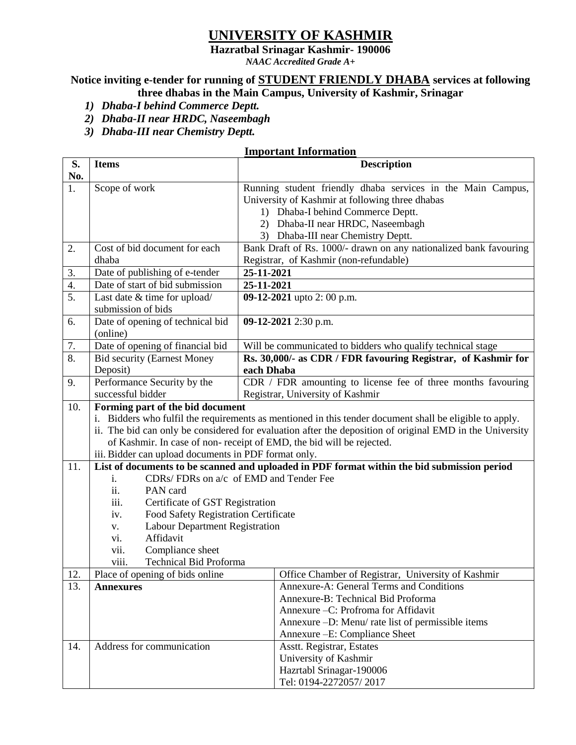# UNIVERSITY OF KASHMIR

**Hazratbal Srinagar Kashmir- 190006**

*NAAC Accredited Grade A+*

**Notice inviting e-tender for running of STUDENT FRIENDLY DHABA services at following three dhabas in the Main Campus, University of Kashmir, Srinagar**

1) ***Dhaba-I behind Commerce Deptt.***
2) ***Dhaba-II near HRDC, Naseembagh***
3) ***Dhaba-III near Chemistry Deptt.***

## Important Information

| S. No. | Items | Description |
|---|---|---|
| 1. | Scope of work | Running student friendly dhaba services in the Main Campus, University of Kashmir at following three dhabas<br>1) Dhaba-I behind Commerce Deptt.<br>2) Dhaba-II near HRDC, Naseembagh<br>3) Dhaba-III near Chemistry Deptt. |
| 2. | Cost of bid document for each dhaba | Bank Draft of Rs. 1000/- drawn on any nationalized bank favouring Registrar, of Kashmir (non-refundable) |
| 3. | Date of publishing of e-tender | **25-11-2021** |
| 4. | Date of start of bid submission | **25-11-2021** |
| 5. | Last date & time for upload/ submission of bids | **09-12-2021** upto 2: 00 p.m. |
| 6. | Date of opening of technical bid (online) | **09-12-2021** 2:30 p.m. |
| 7. | Date of opening of financial bid | Will be communicated to bidders who qualify technical stage |
| 8. | Bid security (Earnest Money Deposit) | **Rs. 30,000/- as CDR / FDR favouring Registrar, of Kashmir for each Dhaba** |
| 9. | Performance Security by the successful bidder | CDR / FDR amounting to license fee of three months favouring Registrar, University of Kashmir |
| 10. | **Forming part of the bid document**<br>i. Bidders who fulfil the requirements as mentioned in this tender document shall be eligible to apply.<br>ii. The bid can only be considered for evaluation after the deposition of original EMD in the University of Kashmir. In case of non- receipt of EMD, the bid will be rejected.<br>iii. Bidder can upload documents in PDF format only. | |
| 11. | **List of documents to be scanned and uploaded in PDF format within the bid submission period**<br>i. CDRs/ FDRs on a/c of EMD and Tender Fee<br>ii. PAN card<br>iii. Certificate of GST Registration<br>iv. Food Safety Registration Certificate<br>v. Labour Department Registration<br>vi. Affidavit<br>vii. Compliance sheet<br>viii. Technical Bid Proforma | |
| 12. | Place of opening of bids online | Office Chamber of Registrar, University of Kashmir |
| 13. | **Annexures** | Annexure-A: General Terms and Conditions<br>Annexure-B: Technical Bid Proforma<br>Annexure –C: Profroma for Affidavit<br>Annexure –D: Menu/ rate list of permissible items<br>Annexure –E: Compliance Sheet |
| 14. | Address for communication | Asstt. Registrar, Estates<br>University of Kashmir<br>Hazrtabl Srinagar-190006<br>Tel: 0194-2272057/ 2017 |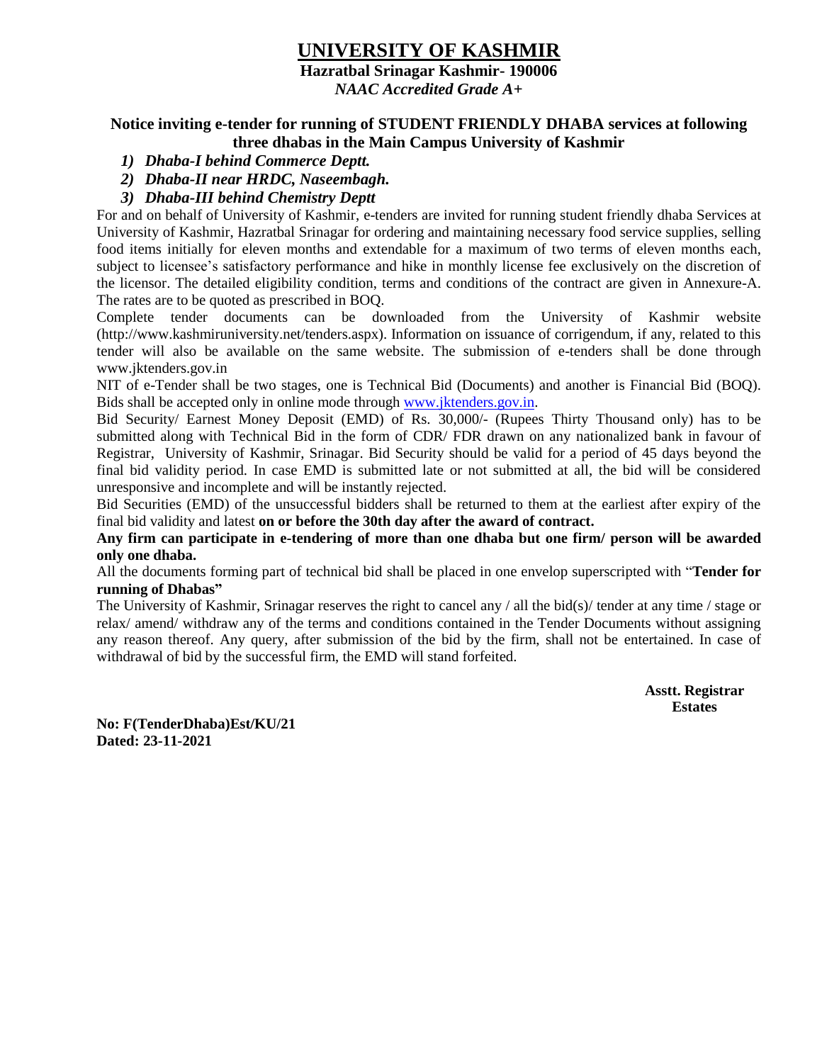# UNIVERSITY OF KASHMIR

**Hazratbal Srinagar Kashmir- 190006**

***NAAC Accredited Grade A+***

**Notice inviting e-tender for running of STUDENT FRIENDLY DHABA services at following three dhabas in the Main Campus University of Kashmir**

1) ***Dhaba-I behind Commerce Deptt.***
2) ***Dhaba-II near HRDC, Naseembagh.***
3) ***Dhaba-III behind Chemistry Deptt***

For and on behalf of University of Kashmir, e-tenders are invited for running student friendly dhaba Services at University of Kashmir, Hazratbal Srinagar for ordering and maintaining necessary food service supplies, selling food items initially for eleven months and extendable for a maximum of two terms of eleven months each, subject to licensee's satisfactory performance and hike in monthly license fee exclusively on the discretion of the licensor. The detailed eligibility condition, terms and conditions of the contract are given in Annexure-A. The rates are to be quoted as prescribed in BOQ.

Complete tender documents can be downloaded from the University of Kashmir website (http://www.kashmiruniversity.net/tenders.aspx). Information on issuance of corrigendum, if any, related to this tender will also be available on the same website. The submission of e-tenders shall be done through www.jktenders.gov.in

NIT of e-Tender shall be two stages, one is Technical Bid (Documents) and another is Financial Bid (BOQ). Bids shall be accepted only in online mode through www.jktenders.gov.in.

Bid Security/ Earnest Money Deposit (EMD) of Rs. 30,000/- (Rupees Thirty Thousand only) has to be submitted along with Technical Bid in the form of CDR/ FDR drawn on any nationalized bank in favour of Registrar, University of Kashmir, Srinagar. Bid Security should be valid for a period of 45 days beyond the final bid validity period. In case EMD is submitted late or not submitted at all, the bid will be considered unresponsive and incomplete and will be instantly rejected.

Bid Securities (EMD) of the unsuccessful bidders shall be returned to them at the earliest after expiry of the final bid validity and latest **on or before the 30th day after the award of contract.**

**Any firm can participate in e-tendering of more than one dhaba but one firm/ person will be awarded only one dhaba.**

All the documents forming part of technical bid shall be placed in one envelop superscripted with "**Tender for running of Dhabas"**

The University of Kashmir, Srinagar reserves the right to cancel any / all the bid(s)/ tender at any time / stage or relax/ amend/ withdraw any of the terms and conditions contained in the Tender Documents without assigning any reason thereof. Any query, after submission of the bid by the firm, shall not be entertained. In case of withdrawal of bid by the successful firm, the EMD will stand forfeited.

**Asstt. Registrar**
**Estates**

**No: F(TenderDhaba)Est/KU/21**
**Dated: 23-11-2021**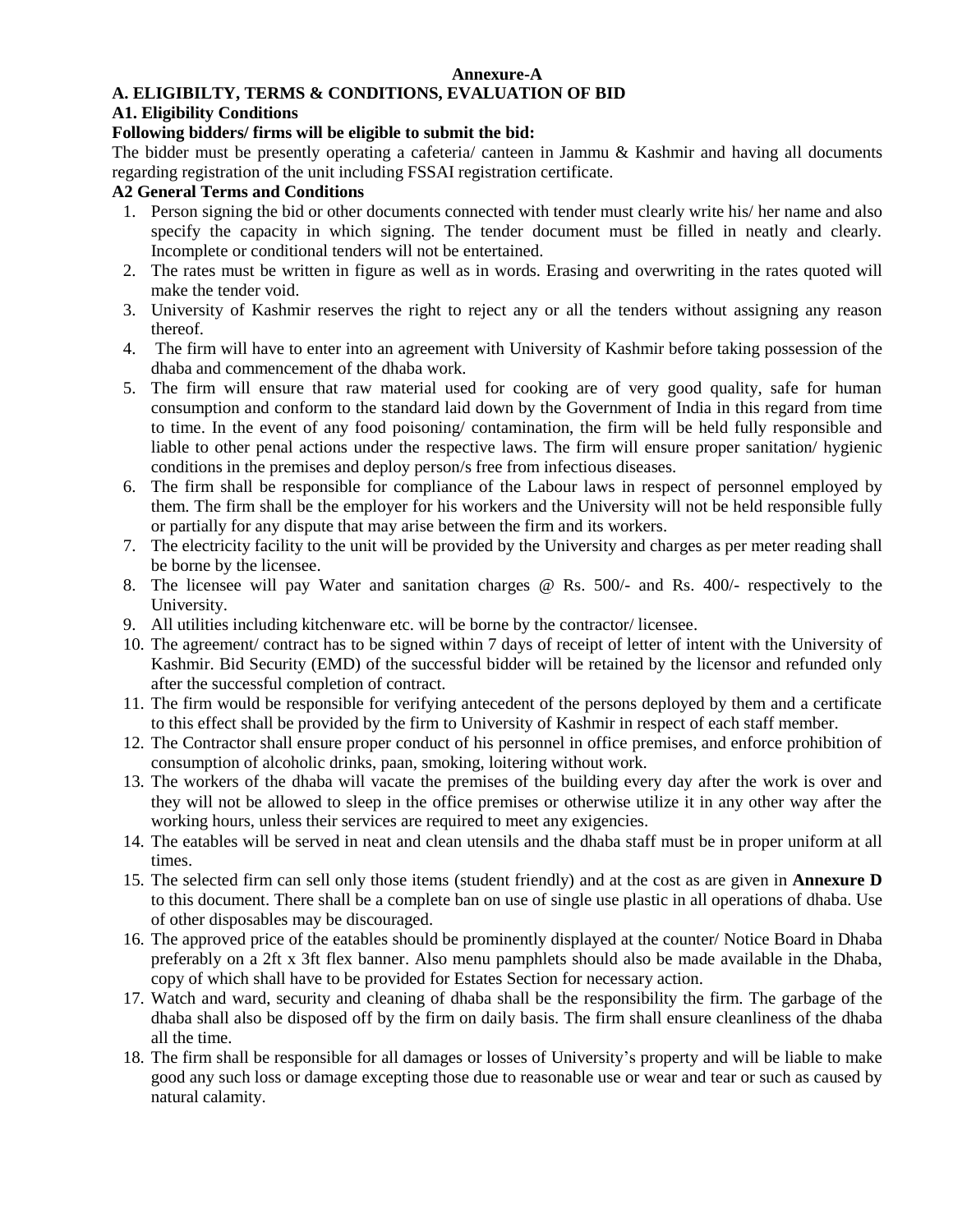**Annexure-A**

## A. ELIGIBILTY, TERMS & CONDITIONS, EVALUATION OF BID

### A1. Eligibility Conditions

**Following bidders/ firms will be eligible to submit the bid:**

The bidder must be presently operating a cafeteria/ canteen in Jammu & Kashmir and having all documents regarding registration of the unit including FSSAI registration certificate.

### A2 General Terms and Conditions

1. Person signing the bid or other documents connected with tender must clearly write his/ her name and also specify the capacity in which signing. The tender document must be filled in neatly and clearly. Incomplete or conditional tenders will not be entertained.
2. The rates must be written in figure as well as in words. Erasing and overwriting in the rates quoted will make the tender void.
3. University of Kashmir reserves the right to reject any or all the tenders without assigning any reason thereof.
4. The firm will have to enter into an agreement with University of Kashmir before taking possession of the dhaba and commencement of the dhaba work.
5. The firm will ensure that raw material used for cooking are of very good quality, safe for human consumption and conform to the standard laid down by the Government of India in this regard from time to time. In the event of any food poisoning/ contamination, the firm will be held fully responsible and liable to other penal actions under the respective laws. The firm will ensure proper sanitation/ hygienic conditions in the premises and deploy person/s free from infectious diseases.
6. The firm shall be responsible for compliance of the Labour laws in respect of personnel employed by them. The firm shall be the employer for his workers and the University will not be held responsible fully or partially for any dispute that may arise between the firm and its workers.
7. The electricity facility to the unit will be provided by the University and charges as per meter reading shall be borne by the licensee.
8. The licensee will pay Water and sanitation charges @ Rs. 500/- and Rs. 400/- respectively to the University.
9. All utilities including kitchenware etc. will be borne by the contractor/ licensee.
10. The agreement/ contract has to be signed within 7 days of receipt of letter of intent with the University of Kashmir. Bid Security (EMD) of the successful bidder will be retained by the licensor and refunded only after the successful completion of contract.
11. The firm would be responsible for verifying antecedent of the persons deployed by them and a certificate to this effect shall be provided by the firm to University of Kashmir in respect of each staff member.
12. The Contractor shall ensure proper conduct of his personnel in office premises, and enforce prohibition of consumption of alcoholic drinks, paan, smoking, loitering without work.
13. The workers of the dhaba will vacate the premises of the building every day after the work is over and they will not be allowed to sleep in the office premises or otherwise utilize it in any other way after the working hours, unless their services are required to meet any exigencies.
14. The eatables will be served in neat and clean utensils and the dhaba staff must be in proper uniform at all times.
15. The selected firm can sell only those items (student friendly) and at the cost as are given in **Annexure D** to this document. There shall be a complete ban on use of single use plastic in all operations of dhaba. Use of other disposables may be discouraged.
16. The approved price of the eatables should be prominently displayed at the counter/ Notice Board in Dhaba preferably on a 2ft x 3ft flex banner. Also menu pamphlets should also be made available in the Dhaba, copy of which shall have to be provided for Estates Section for necessary action.
17. Watch and ward, security and cleaning of dhaba shall be the responsibility the firm. The garbage of the dhaba shall also be disposed off by the firm on daily basis. The firm shall ensure cleanliness of the dhaba all the time.
18. The firm shall be responsible for all damages or losses of University's property and will be liable to make good any such loss or damage excepting those due to reasonable use or wear and tear or such as caused by natural calamity.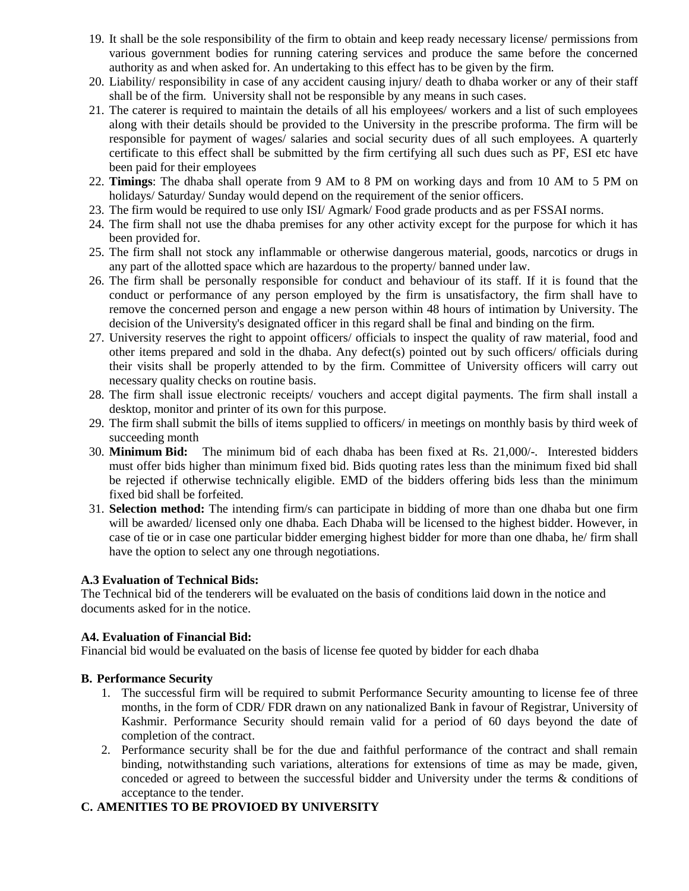19. It shall be the sole responsibility of the firm to obtain and keep ready necessary license/ permissions from various government bodies for running catering services and produce the same before the concerned authority as and when asked for. An undertaking to this effect has to be given by the firm.
20. Liability/ responsibility in case of any accident causing injury/ death to dhaba worker or any of their staff shall be of the firm. University shall not be responsible by any means in such cases.
21. The caterer is required to maintain the details of all his employees/ workers and a list of such employees along with their details should be provided to the University in the prescribe proforma. The firm will be responsible for payment of wages/ salaries and social security dues of all such employees. A quarterly certificate to this effect shall be submitted by the firm certifying all such dues such as PF, ESI etc have been paid for their employees
22. **Timings**: The dhaba shall operate from 9 AM to 8 PM on working days and from 10 AM to 5 PM on holidays/ Saturday/ Sunday would depend on the requirement of the senior officers.
23. The firm would be required to use only ISI/ Agmark/ Food grade products and as per FSSAI norms.
24. The firm shall not use the dhaba premises for any other activity except for the purpose for which it has been provided for.
25. The firm shall not stock any inflammable or otherwise dangerous material, goods, narcotics or drugs in any part of the allotted space which are hazardous to the property/ banned under law.
26. The firm shall be personally responsible for conduct and behaviour of its staff. If it is found that the conduct or performance of any person employed by the firm is unsatisfactory, the firm shall have to remove the concerned person and engage a new person within 48 hours of intimation by University. The decision of the University's designated officer in this regard shall be final and binding on the firm.
27. University reserves the right to appoint officers/ officials to inspect the quality of raw material, food and other items prepared and sold in the dhaba. Any defect(s) pointed out by such officers/ officials during their visits shall be properly attended to by the firm. Committee of University officers will carry out necessary quality checks on routine basis.
28. The firm shall issue electronic receipts/ vouchers and accept digital payments. The firm shall install a desktop, monitor and printer of its own for this purpose.
29. The firm shall submit the bills of items supplied to officers/ in meetings on monthly basis by third week of succeeding month
30. **Minimum Bid:** The minimum bid of each dhaba has been fixed at Rs. 21,000/-. Interested bidders must offer bids higher than minimum fixed bid. Bids quoting rates less than the minimum fixed bid shall be rejected if otherwise technically eligible. EMD of the bidders offering bids less than the minimum fixed bid shall be forfeited.
31. **Selection method:** The intending firm/s can participate in bidding of more than one dhaba but one firm will be awarded/ licensed only one dhaba. Each Dhaba will be licensed to the highest bidder. However, in case of tie or in case one particular bidder emerging highest bidder for more than one dhaba, he/ firm shall have the option to select any one through negotiations.

**A.3 Evaluation of Technical Bids:**

The Technical bid of the tenderers will be evaluated on the basis of conditions laid down in the notice and documents asked for in the notice.

**A4. Evaluation of Financial Bid:**

Financial bid would be evaluated on the basis of license fee quoted by bidder for each dhaba

**B. Performance Security**

1. The successful firm will be required to submit Performance Security amounting to license fee of three months, in the form of CDR/ FDR drawn on any nationalized Bank in favour of Registrar, University of Kashmir. Performance Security should remain valid for a period of 60 days beyond the date of completion of the contract.
2. Performance security shall be for the due and faithful performance of the contract and shall remain binding, notwithstanding such variations, alterations for extensions of time as may be made, given, conceded or agreed to between the successful bidder and University under the terms & conditions of acceptance to the tender.

**C. AMENITIES TO BE PROVIOED BY UNIVERSITY**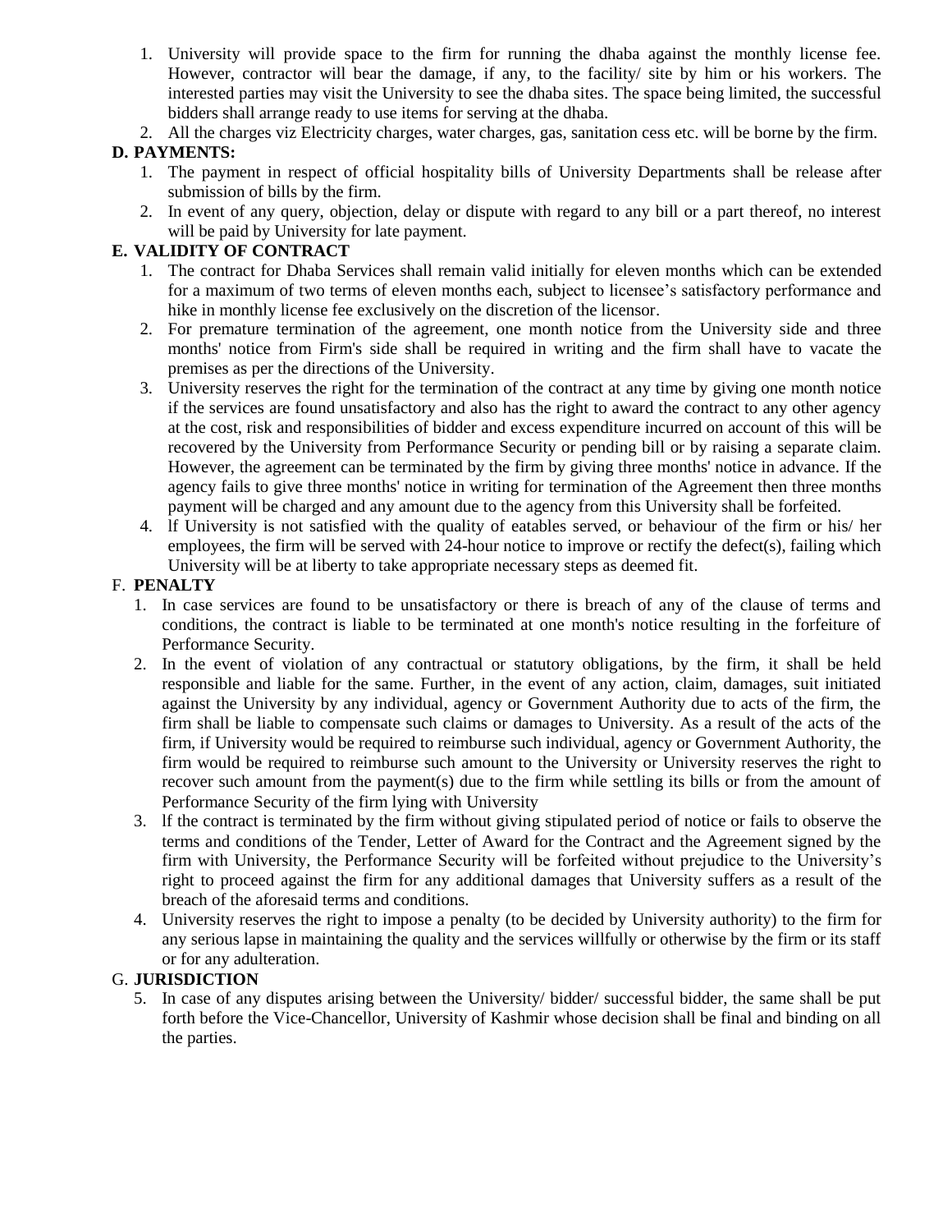1. University will provide space to the firm for running the dhaba against the monthly license fee. However, contractor will bear the damage, if any, to the facility/ site by him or his workers. The interested parties may visit the University to see the dhaba sites. The space being limited, the successful bidders shall arrange ready to use items for serving at the dhaba.
2. All the charges viz Electricity charges, water charges, gas, sanitation cess etc. will be borne by the firm.

**D. PAYMENTS:**

1. The payment in respect of official hospitality bills of University Departments shall be release after submission of bills by the firm.
2. In event of any query, objection, delay or dispute with regard to any bill or a part thereof, no interest will be paid by University for late payment.

**E. VALIDITY OF CONTRACT**

1. The contract for Dhaba Services shall remain valid initially for eleven months which can be extended for a maximum of two terms of eleven months each, subject to licensee's satisfactory performance and hike in monthly license fee exclusively on the discretion of the licensor.
2. For premature termination of the agreement, one month notice from the University side and three months' notice from Firm's side shall be required in writing and the firm shall have to vacate the premises as per the directions of the University.
3. University reserves the right for the termination of the contract at any time by giving one month notice if the services are found unsatisfactory and also has the right to award the contract to any other agency at the cost, risk and responsibilities of bidder and excess expenditure incurred on account of this will be recovered by the University from Performance Security or pending bill or by raising a separate claim. However, the agreement can be terminated by the firm by giving three months' notice in advance. If the agency fails to give three months' notice in writing for termination of the Agreement then three months payment will be charged and any amount due to the agency from this University shall be forfeited.
4. lf University is not satisfied with the quality of eatables served, or behaviour of the firm or his/ her employees, the firm will be served with 24-hour notice to improve or rectify the defect(s), failing which University will be at liberty to take appropriate necessary steps as deemed fit.

F. **PENALTY**

1. In case services are found to be unsatisfactory or there is breach of any of the clause of terms and conditions, the contract is liable to be terminated at one month's notice resulting in the forfeiture of Performance Security.
2. In the event of violation of any contractual or statutory obligations, by the firm, it shall be held responsible and liable for the same. Further, in the event of any action, claim, damages, suit initiated against the University by any individual, agency or Government Authority due to acts of the firm, the firm shall be liable to compensate such claims or damages to University. As a result of the acts of the firm, if University would be required to reimburse such individual, agency or Government Authority, the firm would be required to reimburse such amount to the University or University reserves the right to recover such amount from the payment(s) due to the firm while settling its bills or from the amount of Performance Security of the firm lying with University
3. lf the contract is terminated by the firm without giving stipulated period of notice or fails to observe the terms and conditions of the Tender, Letter of Award for the Contract and the Agreement signed by the firm with University, the Performance Security will be forfeited without prejudice to the University's right to proceed against the firm for any additional damages that University suffers as a result of the breach of the aforesaid terms and conditions.
4. University reserves the right to impose a penalty (to be decided by University authority) to the firm for any serious lapse in maintaining the quality and the services willfully or otherwise by the firm or its staff or for any adulteration.

G. **JURISDICTION**

5. In case of any disputes arising between the University/ bidder/ successful bidder, the same shall be put forth before the Vice-Chancellor, University of Kashmir whose decision shall be final and binding on all the parties.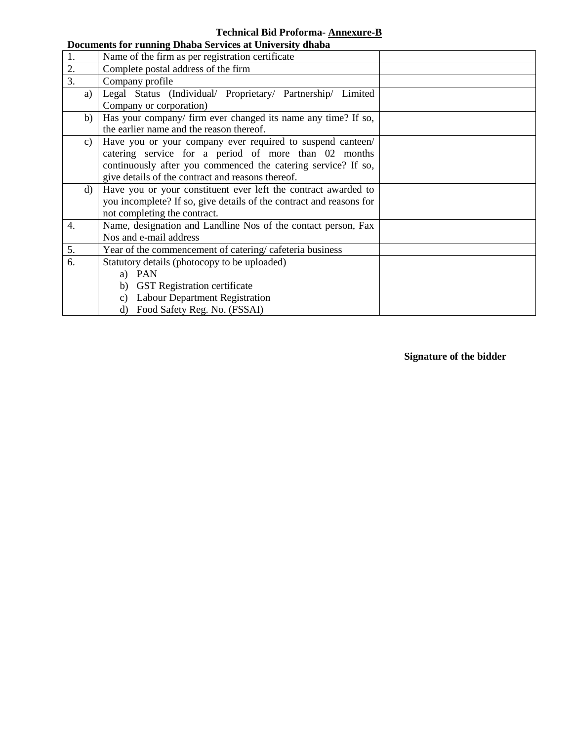**Technical Bid Proforma- <u>Annexure-B</u>**

**Documents for running Dhaba Services at University dhaba**

| | | |
|---|---|---|
| 1. | Name of the firm as per registration certificate | |
| 2. | Complete postal address of the firm | |
| 3. | Company profile | |
| a) | Legal Status (Individual/ Proprietary/ Partnership/ Limited Company or corporation) | |
| b) | Has your company/ firm ever changed its name any time? If so, the earlier name and the reason thereof. | |
| c) | Have you or your company ever required to suspend canteen/ catering service for a period of more than 02 months continuously after you commenced the catering service? If so, give details of the contract and reasons thereof. | |
| d) | Have you or your constituent ever left the contract awarded to you incomplete? If so, give details of the contract and reasons for not completing the contract. | |
| 4. | Name, designation and Landline Nos of the contact person, Fax Nos and e-mail address | |
| 5. | Year of the commencement of catering/ cafeteria business | |
| 6. | Statutory details (photocopy to be uploaded)<br>a) PAN<br>b) GST Registration certificate<br>c) Labour Department Registration<br>d) Food Safety Reg. No. (FSSAI) | |

**Signature of the bidder**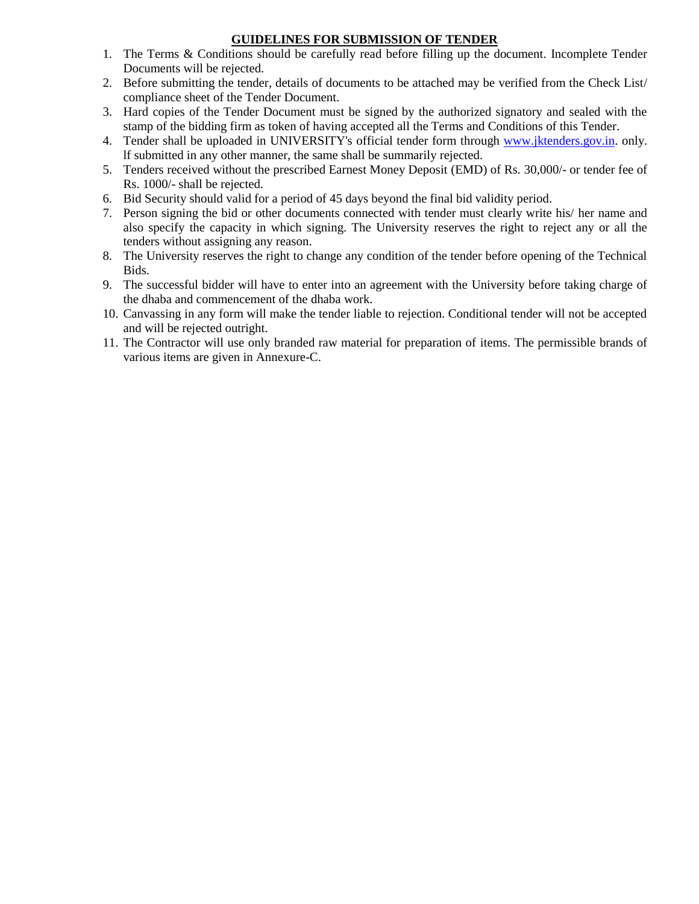## GUIDELINES FOR SUBMISSION OF TENDER

1. The Terms & Conditions should be carefully read before filling up the document. Incomplete Tender Documents will be rejected.
2. Before submitting the tender, details of documents to be attached may be verified from the Check List/ compliance sheet of the Tender Document.
3. Hard copies of the Tender Document must be signed by the authorized signatory and sealed with the stamp of the bidding firm as token of having accepted all the Terms and Conditions of this Tender.
4. Tender shall be uploaded in UNIVERSITY's official tender form through [www.jktenders.gov.in](http://www.jktenders.gov.in). only. lf submitted in any other manner, the same shall be summarily rejected.
5. Tenders received without the prescribed Earnest Money Deposit (EMD) of Rs. 30,000/- or tender fee of Rs. 1000/- shall be rejected.
6. Bid Security should valid for a period of 45 days beyond the final bid validity period.
7. Person signing the bid or other documents connected with tender must clearly write his/ her name and also specify the capacity in which signing. The University reserves the right to reject any or all the tenders without assigning any reason.
8. The University reserves the right to change any condition of the tender before opening of the Technical Bids.
9. The successful bidder will have to enter into an agreement with the University before taking charge of the dhaba and commencement of the dhaba work.
10. Canvassing in any form will make the tender liable to rejection. Conditional tender will not be accepted and will be rejected outright.
11. The Contractor will use only branded raw material for preparation of items. The permissible brands of various items are given in Annexure-C.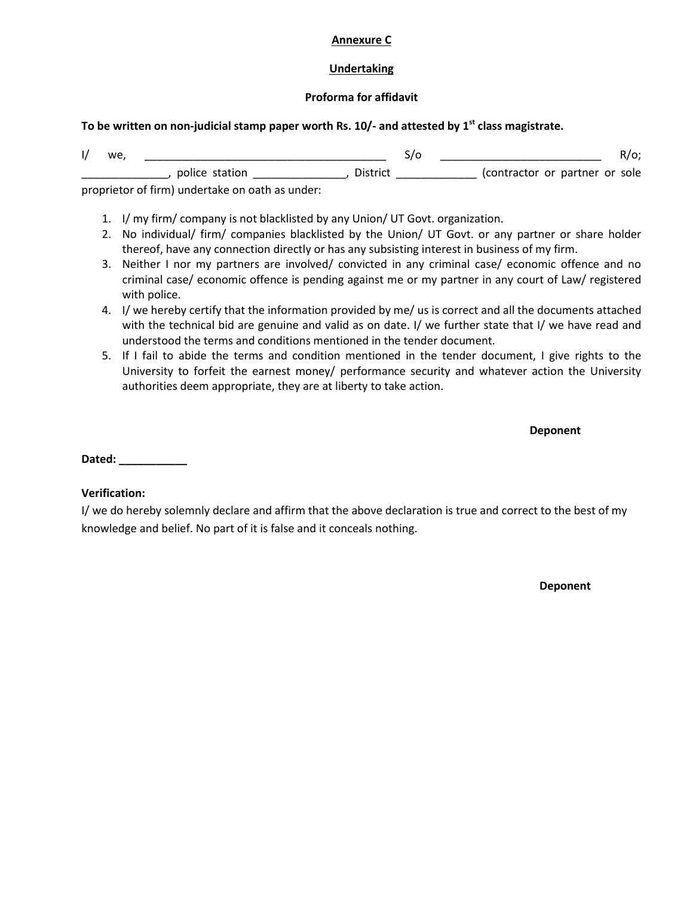**Annexure C**

**Undertaking**

**Proforma for affidavit**

**To be written on non-judicial stamp paper worth Rs. 10/- and attested by 1st class magistrate.**

I/ we, ________________________________________ S/o __________________________ R/o; ______________, police station _______________, District _____________ (contractor or partner or sole proprietor of firm) undertake on oath as under:

1. I/ my firm/ company is not blacklisted by any Union/ UT Govt. organization.
2. No individual/ firm/ companies blacklisted by the Union/ UT Govt. or any partner or share holder thereof, have any connection directly or has any subsisting interest in business of my firm.
3. Neither I nor my partners are involved/ convicted in any criminal case/ economic offence and no criminal case/ economic offence is pending against me or my partner in any court of Law/ registered with police.
4. I/ we hereby certify that the information provided by me/ us is correct and all the documents attached with the technical bid are genuine and valid as on date. I/ we further state that I/ we have read and understood the terms and conditions mentioned in the tender document.
5. If I fail to abide the terms and condition mentioned in the tender document, I give rights to the University to forfeit the earnest money/ performance security and whatever action the University authorities deem appropriate, they are at liberty to take action.

**Deponent**

**Dated: ___________**

**Verification:**

I/ we do hereby solemnly declare and affirm that the above declaration is true and correct to the best of my knowledge and belief. No part of it is false and it conceals nothing.

**Deponent**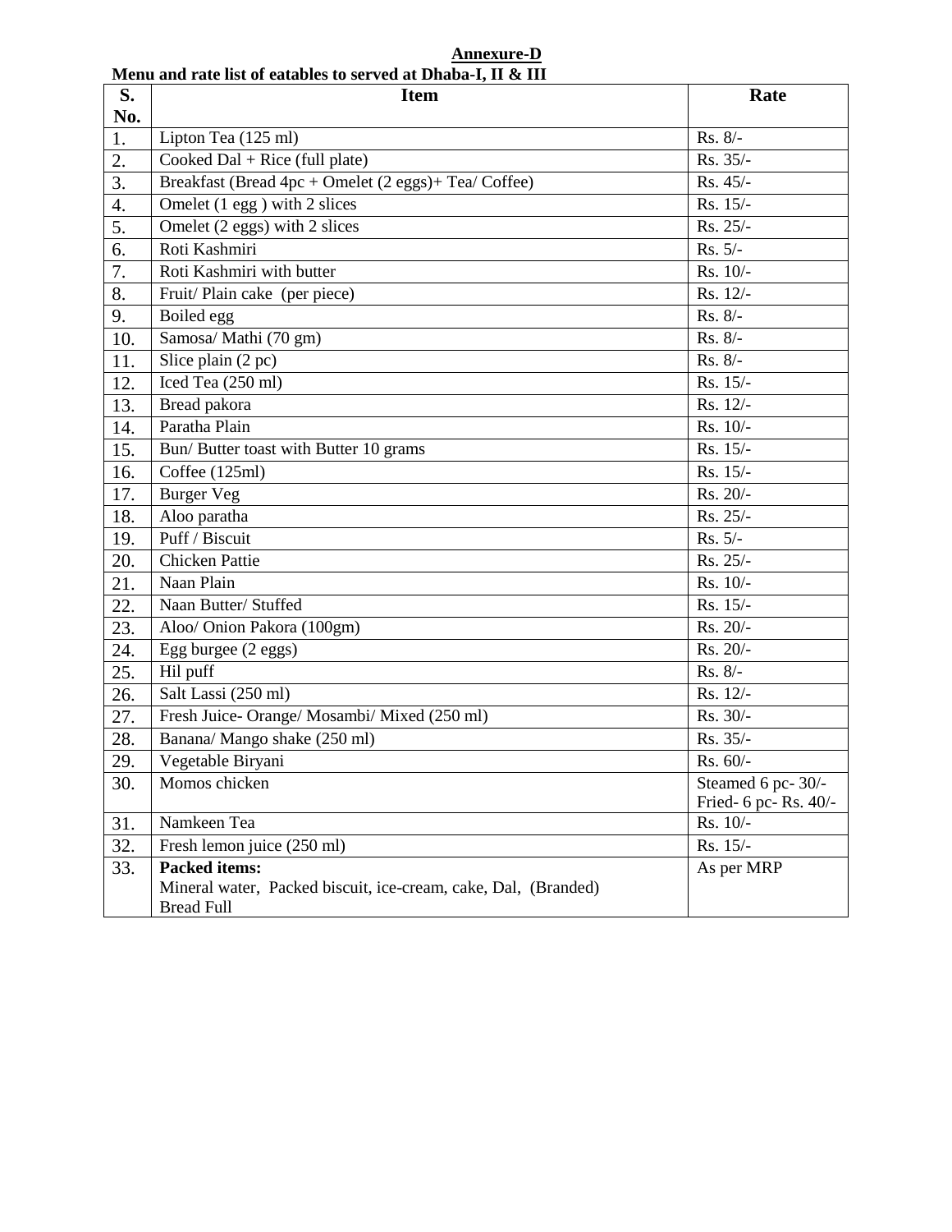**Annexure-D**

**Menu and rate list of eatables to served at Dhaba-I, II & III**

| S. No. | Item | Rate |
|---|---|---|
| 1. | Lipton Tea (125 ml) | Rs. 8/- |
| 2. | Cooked Dal + Rice (full plate) | Rs. 35/- |
| 3. | Breakfast (Bread 4pc + Omelet (2 eggs)+ Tea/ Coffee) | Rs. 45/- |
| 4. | Omelet (1 egg ) with 2 slices | Rs. 15/- |
| 5. | Omelet (2 eggs) with 2 slices | Rs. 25/- |
| 6. | Roti Kashmiri | Rs. 5/- |
| 7. | Roti Kashmiri with butter | Rs. 10/- |
| 8. | Fruit/ Plain cake (per piece) | Rs. 12/- |
| 9. | Boiled egg | Rs. 8/- |
| 10. | Samosa/ Mathi (70 gm) | Rs. 8/- |
| 11. | Slice plain (2 pc) | Rs. 8/- |
| 12. | Iced Tea (250 ml) | Rs. 15/- |
| 13. | Bread pakora | Rs. 12/- |
| 14. | Paratha Plain | Rs. 10/- |
| 15. | Bun/ Butter toast with Butter 10 grams | Rs. 15/- |
| 16. | Coffee (125ml) | Rs. 15/- |
| 17. | Burger Veg | Rs. 20/- |
| 18. | Aloo paratha | Rs. 25/- |
| 19. | Puff / Biscuit | Rs. 5/- |
| 20. | Chicken Pattie | Rs. 25/- |
| 21. | Naan Plain | Rs. 10/- |
| 22. | Naan Butter/ Stuffed | Rs. 15/- |
| 23. | Aloo/ Onion Pakora (100gm) | Rs. 20/- |
| 24. | Egg burgee (2 eggs) | Rs. 20/- |
| 25. | Hil puff | Rs. 8/- |
| 26. | Salt Lassi (250 ml) | Rs. 12/- |
| 27. | Fresh Juice- Orange/ Mosambi/ Mixed (250 ml) | Rs. 30/- |
| 28. | Banana/ Mango shake (250 ml) | Rs. 35/- |
| 29. | Vegetable Biryani | Rs. 60/- |
| 30. | Momos chicken | Steamed 6 pc- 30/-<br>Fried- 6 pc- Rs. 40/- |
| 31. | Namkeen Tea | Rs. 10/- |
| 32. | Fresh lemon juice (250 ml) | Rs. 15/- |
| 33. | **Packed items:**<br>Mineral water, Packed biscuit, ice-cream, cake, Dal, (Branded) Bread Full | As per MRP |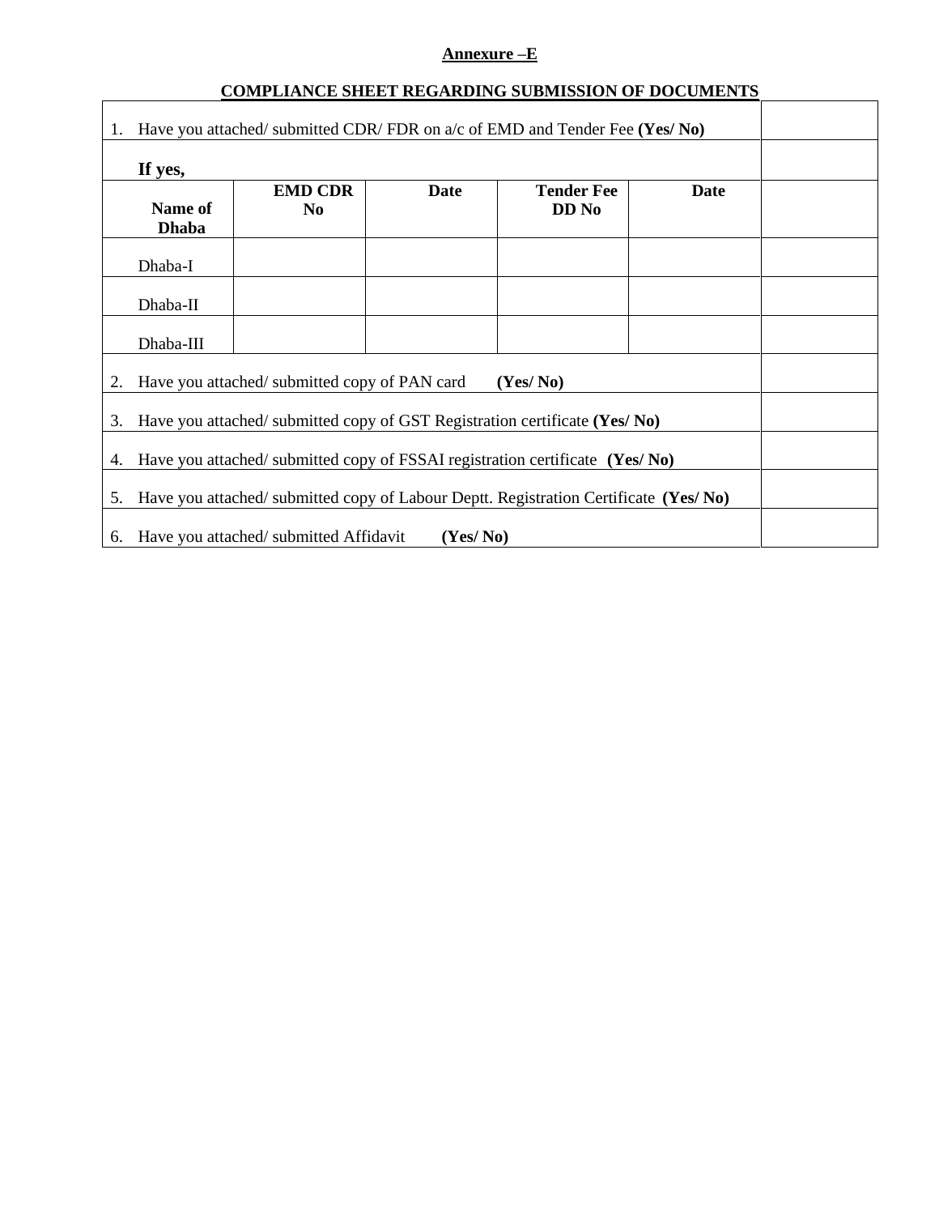**Annexure –E**

**COMPLIANCE SHEET REGARDING SUBMISSION OF DOCUMENTS**

| | | | | | |
|---|---|---|---|---|---|
| 1. Have you attached/ submitted CDR/ FDR on a/c of EMD and Tender Fee **(Yes/ No)** | | | | | |
| **If yes,** | | | | | |
| **Name of Dhaba** | **EMD CDR No** | **Date** | **Tender Fee DD No** | **Date** | |
| Dhaba-I | | | | | |
| Dhaba-II | | | | | |
| Dhaba-III | | | | | |
| 2. Have you attached/ submitted copy of PAN card **(Yes/ No)** | | | | | |
| 3. Have you attached/ submitted copy of GST Registration certificate **(Yes/ No)** | | | | | |
| 4. Have you attached/ submitted copy of FSSAI registration certificate **(Yes/ No)** | | | | | |
| 5. Have you attached/ submitted copy of Labour Deptt. Registration Certificate **(Yes/ No)** | | | | | |
| 6. Have you attached/ submitted Affidavit **(Yes/ No)** | | | | | |